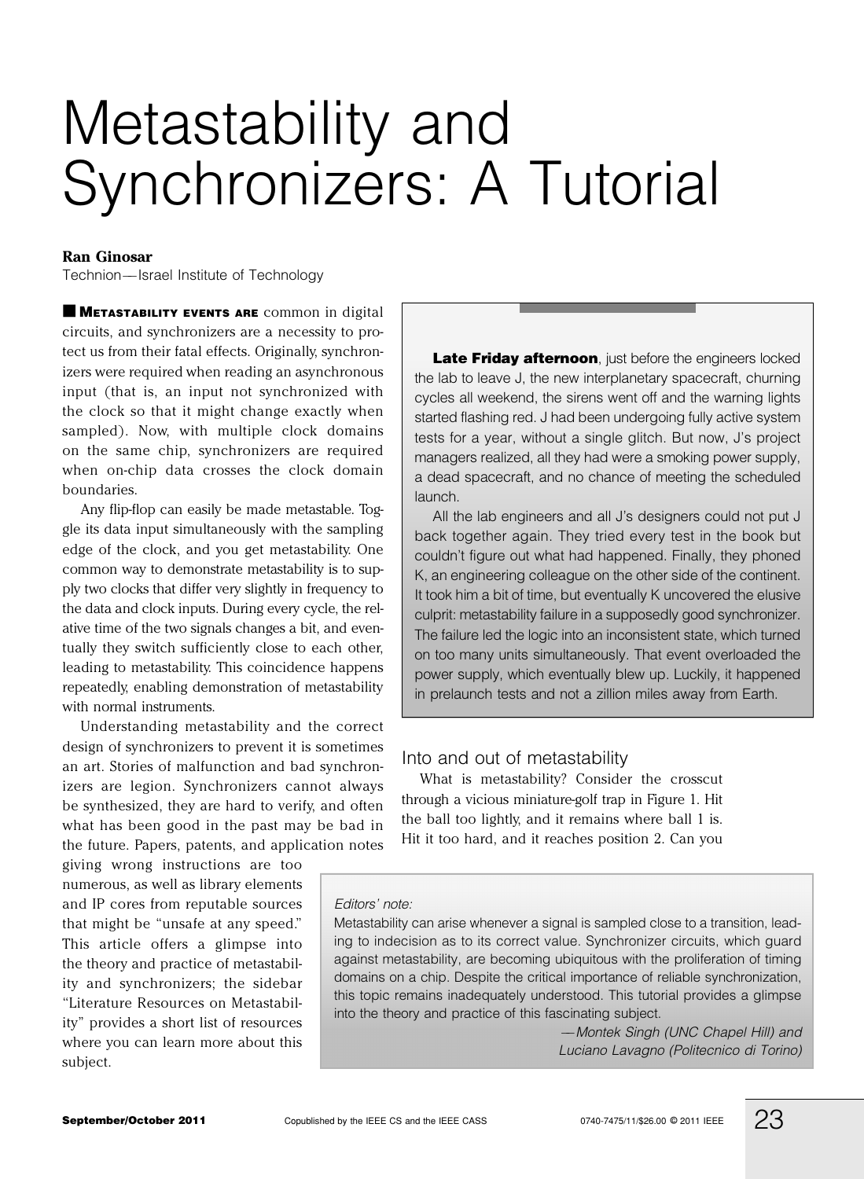# Metastability and Synchronizers: A Tutorial

**Ran Ginosar**

Technion—Israel Institute of Technology

**METASTABILITY EVENTS ARE** common in digital circuits, and synchronizers are a necessity to protect us from their fatal effects. Originally, synchronizers were required when reading an asynchronous input (that is, an input not synchronized with the clock so that it might change exactly when sampled). Now, with multiple clock domains on the same chip, synchronizers are required when on-chip data crosses the clock domain boundaries.

Any flip-flop can easily be made metastable. Toggle its data input simultaneously with the sampling edge of the clock, and you get metastability. One common way to demonstrate metastability is to supply two clocks that differ very slightly in frequency to the data and clock inputs. During every cycle, the relative time of the two signals changes a bit, and eventually they switch sufficiently close to each other, leading to metastability. This coincidence happens repeatedly, enabling demonstration of metastability with normal instruments.

Understanding metastability and the correct design of synchronizers to prevent it is sometimes an art. Stories of malfunction and bad synchronizers are legion. Synchronizers cannot always be synthesized, they are hard to verify, and often what has been good in the past may be bad in the future. Papers, patents, and application notes giving wrong instructions are too numerous, as well as library elements and IP cores from reputable sources that might be "unsafe at any speed." This article offers a glimpse into the theory and practice of metastability and synchronizers; the sidebar "Literature Resources on Metastability" provides a short list of resources where you can learn more about this subject.

**Late Friday afternoon**, just before the engineers locked the lab to leave J, the new interplanetary spacecraft, churning cycles all weekend, the sirens went off and the warning lights started flashing red. J had been undergoing fully active system tests for a year, without a single glitch. But now, J's project managers realized, all they had were a smoking power supply, a dead spacecraft, and no chance of meeting the scheduled launch.

All the lab engineers and all J's designers could not put J back together again. They tried every test in the book but couldn't figure out what had happened. Finally, they phoned K, an engineering colleague on the other side of the continent. It took him a bit of time, but eventually K uncovered the elusive culprit: metastability failure in a supposedly good synchronizer. The failure led the logic into an inconsistent state, which turned on too many units simultaneously. That event overloaded the power supply, which eventually blew up. Luckily, it happened in prelaunch tests and not a zillion miles away from Earth.

## Into and out of metastability

What is metastability? Consider the crosscut through a vicious miniature-golf trap in Figure 1. Hit the ball too lightly, and it remains where ball 1 is. Hit it too hard, and it reaches position 2. Can you

*Editors' note:*

Metastability can arise whenever a signal is sampled close to a transition, leading to indecision as to its correct value. Synchronizer circuits, which guard against metastability, are becoming ubiquitous with the proliferation of timing domains on a chip. Despite the critical importance of reliable synchronization, this topic remains inadequately understood. This tutorial provides a glimpse into the theory and practice of this fascinating subject.

*—Montek Singh (UNC Chapel Hill) and Luciano Lavagno (Politecnico di Torino)*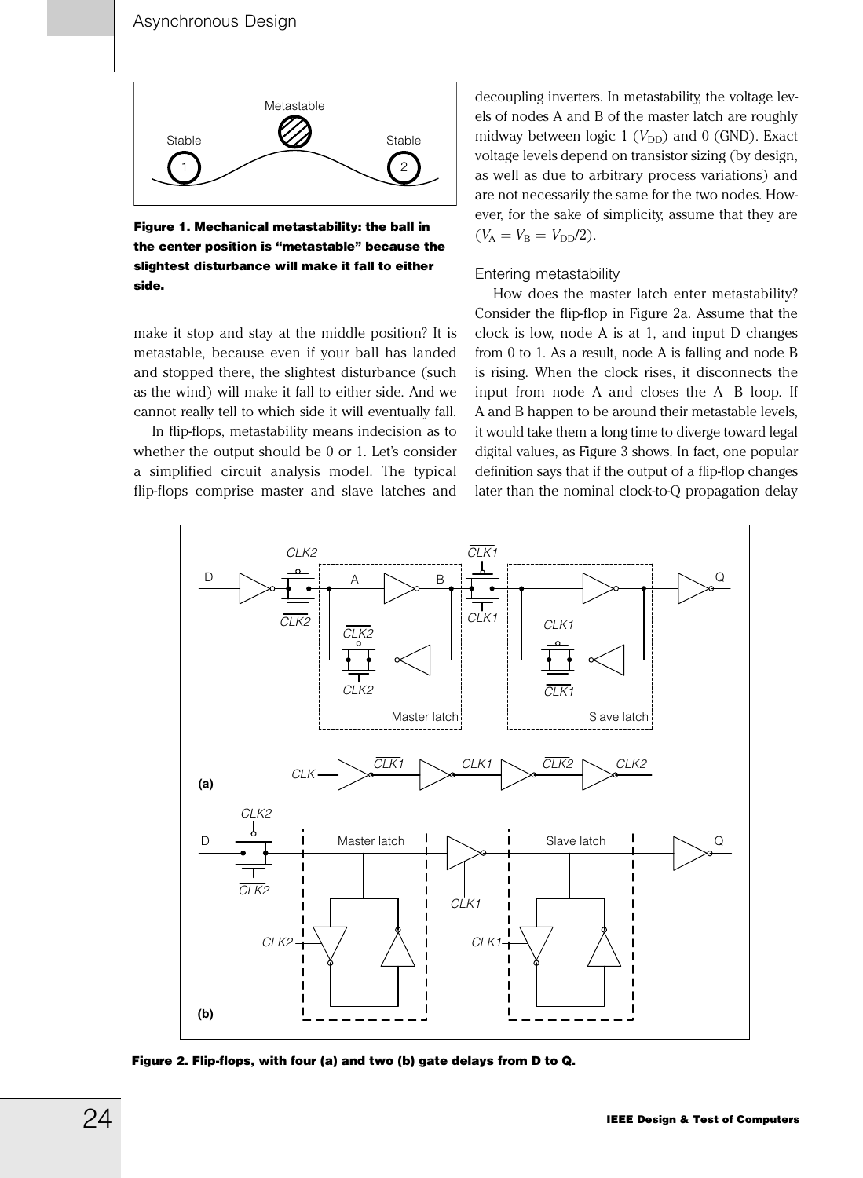Figure 1. Mechanical metastability: the ball in the center position is "metastable" because the slightest disturbance will make it fall to either side.

make it stop and stay at the middle position? It is metastable, because even if your ball has landed and stopped there, the slightest disturbance (such as the wind) will make it fall to either side. And we cannot really tell to which side it will eventually fall.

In flip-flops, metastability means indecision as to whether the output should be 0 or 1. Let's consider a simplified circuit analysis model. The typical flip-flops comprise master and slave latches and decoupling inverters. In metastability, the voltage levels of nodes A and B of the master latch are roughly midway between logic 1 ($V_{DD}$) and 0 (GND). Exact voltage levels depend on transistor sizing (by design, as well as due to arbitrary process variations) and are not necessarily the same for the two nodes. However, for the sake of simplicity, assume that they are ($V_A = V_B = V_{DD}/2$).

### Entering metastability

How does the master latch enter metastability? Consider the flip-flop in Figure 2a. Assume that the clock is low, node A is at 1, and input D changes from 0 to 1. As a result, node A is falling and node B is rising. When the clock rises, it disconnects the input from node A and closes the A–B loop. If A and B happen to be around their metastable levels, it would take them a long time to diverge toward legal digital values, as Figure 3 shows. In fact, one popular definition says that if the output of a flip-flop changes later than the nominal clock-to-Q propagation delay

Figure 2. Flip-flops, with four (a) and two (b) gate delays from D to Q.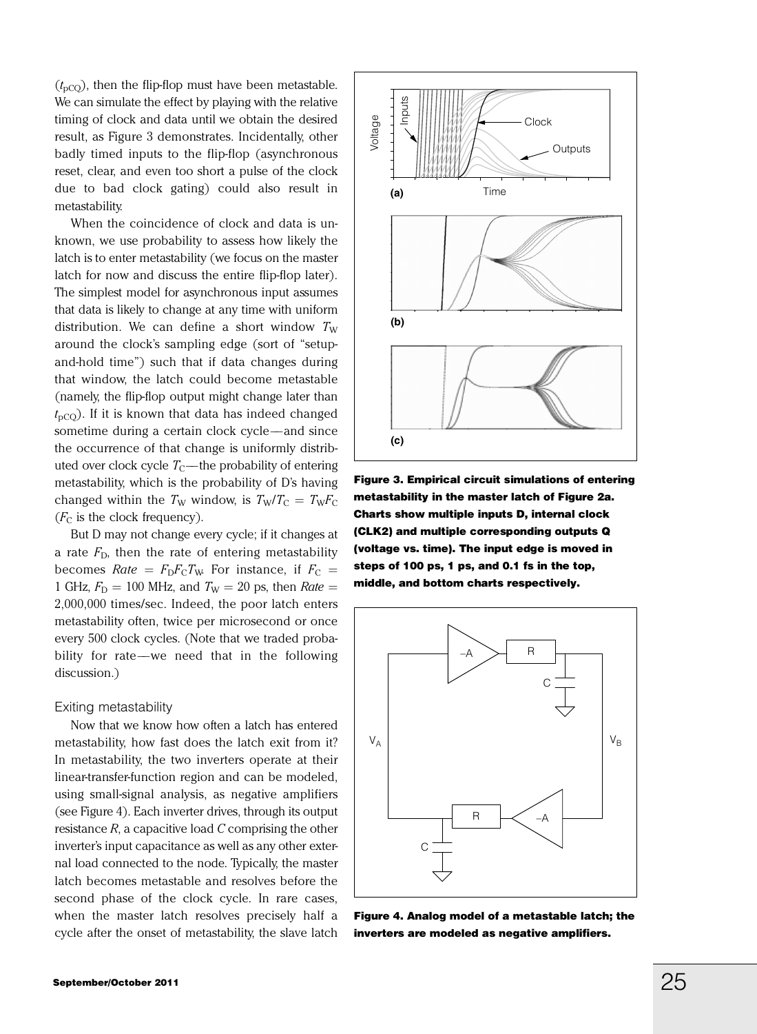($t_{pCQ}$), then the flip-flop must have been metastable. We can simulate the effect by playing with the relative timing of clock and data until we obtain the desired result, as Figure 3 demonstrates. Incidentally, other badly timed inputs to the flip-flop (asynchronous reset, clear, and even too short a pulse of the clock due to bad clock gating) could also result in metastability.

When the coincidence of clock and data is unknown, we use probability to assess how likely the latch is to enter metastability (we focus on the master latch for now and discuss the entire flip-flop later). The simplest model for asynchronous input assumes that data is likely to change at any time with uniform distribution. We can define a short window $T_W$ around the clock's sampling edge (sort of "setup-and-hold time") such that if data changes during that window, the latch could become metastable (namely, the flip-flop output might change later than $t_{pCQ}$). If it is known that data has indeed changed sometime during a certain clock cycle—and since the occurrence of that change is uniformly distributed over clock cycle $T_C$—the probability of entering metastability, which is the probability of D's having changed within the $T_W$ window, is $T_W/T_C = T_W F_C$ ($F_C$ is the clock frequency).

But D may not change every cycle; if it changes at a rate $F_D$, then the rate of entering metastability becomes $Rate = F_D F_C T_W$. For instance, if $F_C$ = 1 GHz, $F_D$ = 100 MHz, and $T_W$ = 20 ps, then $Rate$ = 2,000,000 times/sec. Indeed, the poor latch enters metastability often, twice per microsecond or once every 500 clock cycles. (Note that we traded probability for rate—we need that in the following discussion.)

### Exiting metastability

Now that we know how often a latch has entered metastability, how fast does the latch exit from it? In metastability, the two inverters operate at their linear-transfer-function region and can be modeled, using small-signal analysis, as negative amplifiers (see Figure 4). Each inverter drives, through its output resistance $R$, a capacitive load $C$ comprising the other inverter's input capacitance as well as any other external load connected to the node. Typically, the master latch becomes metastable and resolves before the second phase of the clock cycle. In rare cases, when the master latch resolves precisely half a cycle after the onset of metastability, the slave latch

**Figure 3. Empirical circuit simulations of entering metastability in the master latch of Figure 2a. Charts show multiple inputs D, internal clock (CLK2) and multiple corresponding outputs Q (voltage vs. time). The input edge is moved in steps of 100 ps, 1 ps, and 0.1 fs in the top, middle, and bottom charts respectively.**

**Figure 4. Analog model of a metastable latch; the inverters are modeled as negative amplifiers.**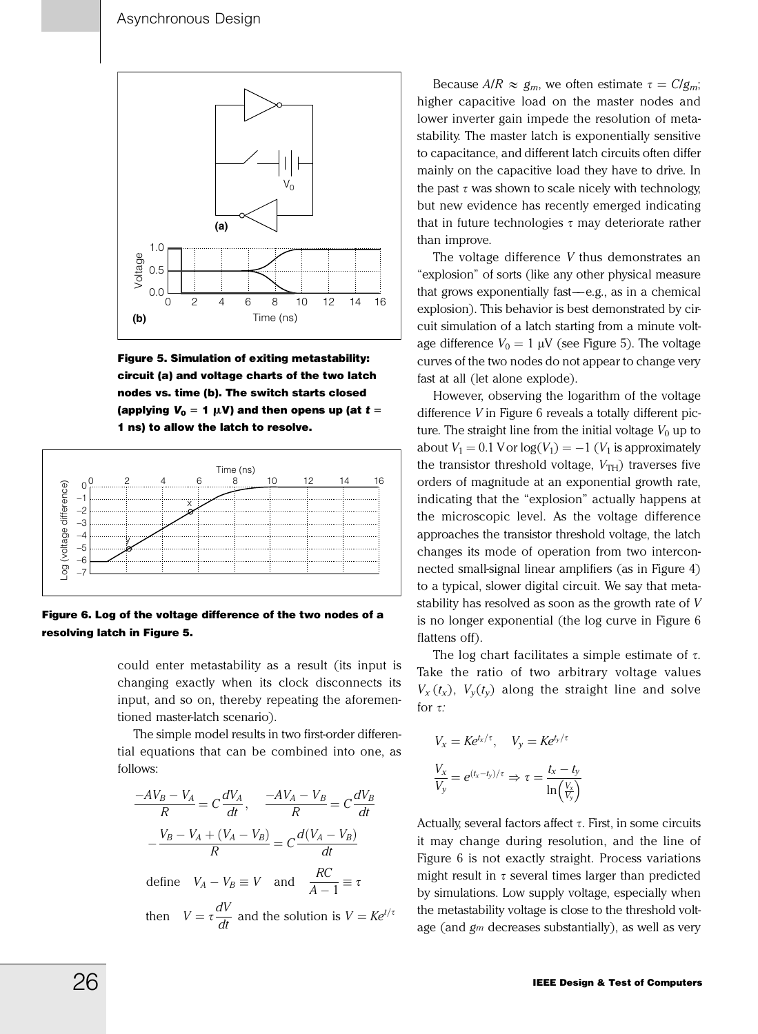Figure 5. Simulation of exiting metastability: circuit (a) and voltage charts of the two latch nodes vs. time (b). The switch starts closed (applying $V_0 = 1\ \mu V$) and then opens up (at $t$ = 1 ns) to allow the latch to resolve.

Figure 6. Log of the voltage difference of the two nodes of a resolving latch in Figure 5.

could enter metastability as a result (its input is changing exactly when its clock disconnects its input, and so on, thereby repeating the aforementioned master-latch scenario).

The simple model results in two first-order differential equations that can be combined into one, as follows:

$$\frac{-AV_B - V_A}{R} = C\frac{dV_A}{dt}, \quad \frac{-AV_A - V_B}{R} = C\frac{dV_B}{dt}$$

$$-\frac{V_B - V_A + (V_A - V_B)}{R} = C\frac{d(V_A - V_B)}{dt}$$

$$\text{define} \quad V_A - V_B \equiv V \quad \text{and} \quad \frac{RC}{A-1} \equiv \tau$$

$$\text{then} \quad V = \tau\frac{dV}{dt} \text{ and the solution is } V = Ke^{t/\tau}$$

Because $A/R \approx g_m$, we often estimate $\tau = C/g_m$; higher capacitive load on the master nodes and lower inverter gain impede the resolution of metastability. The master latch is exponentially sensitive to capacitance, and different latch circuits often differ mainly on the capacitive load they have to drive. In the past $\tau$ was shown to scale nicely with technology, but new evidence has recently emerged indicating that in future technologies $\tau$ may deteriorate rather than improve.

The voltage difference $V$ thus demonstrates an "explosion" of sorts (like any other physical measure that grows exponentially fast—e.g., as in a chemical explosion). This behavior is best demonstrated by circuit simulation of a latch starting from a minute voltage difference $V_0 = 1\ \mu V$ (see Figure 5). The voltage curves of the two nodes do not appear to change very fast at all (let alone explode).

However, observing the logarithm of the voltage difference $V$ in Figure 6 reveals a totally different picture. The straight line from the initial voltage $V_0$ up to about $V_1 = 0.1$ V or $\log(V_1) = -1$ ($V_1$ is approximately the transistor threshold voltage, $V_{TH}$) traverses five orders of magnitude at an exponential growth rate, indicating that the "explosion" actually happens at the microscopic level. As the voltage difference approaches the transistor threshold voltage, the latch changes its mode of operation from two interconnected small-signal linear amplifiers (as in Figure 4) to a typical, slower digital circuit. We say that metastability has resolved as soon as the growth rate of $V$ is no longer exponential (the log curve in Figure 6 flattens off).

The log chart facilitates a simple estimate of $\tau$. Take the ratio of two arbitrary voltage values $V_x(t_x)$, $V_y(t_y)$ along the straight line and solve for $\tau$:

$$V_x = Ke^{t_x/\tau}, \quad V_y = Ke^{t_y/\tau}$$

$$\frac{V_x}{V_y} = e^{(t_x - t_y)/\tau} \Rightarrow \tau = \frac{t_x - t_y}{\ln\left(\frac{V_x}{V_y}\right)}$$

Actually, several factors affect $\tau$. First, in some circuits it may change during resolution, and the line of Figure 6 is not exactly straight. Process variations might result in $\tau$ several times larger than predicted by simulations. Low supply voltage, especially when the metastability voltage is close to the threshold voltage (and $g_m$ decreases substantially), as well as very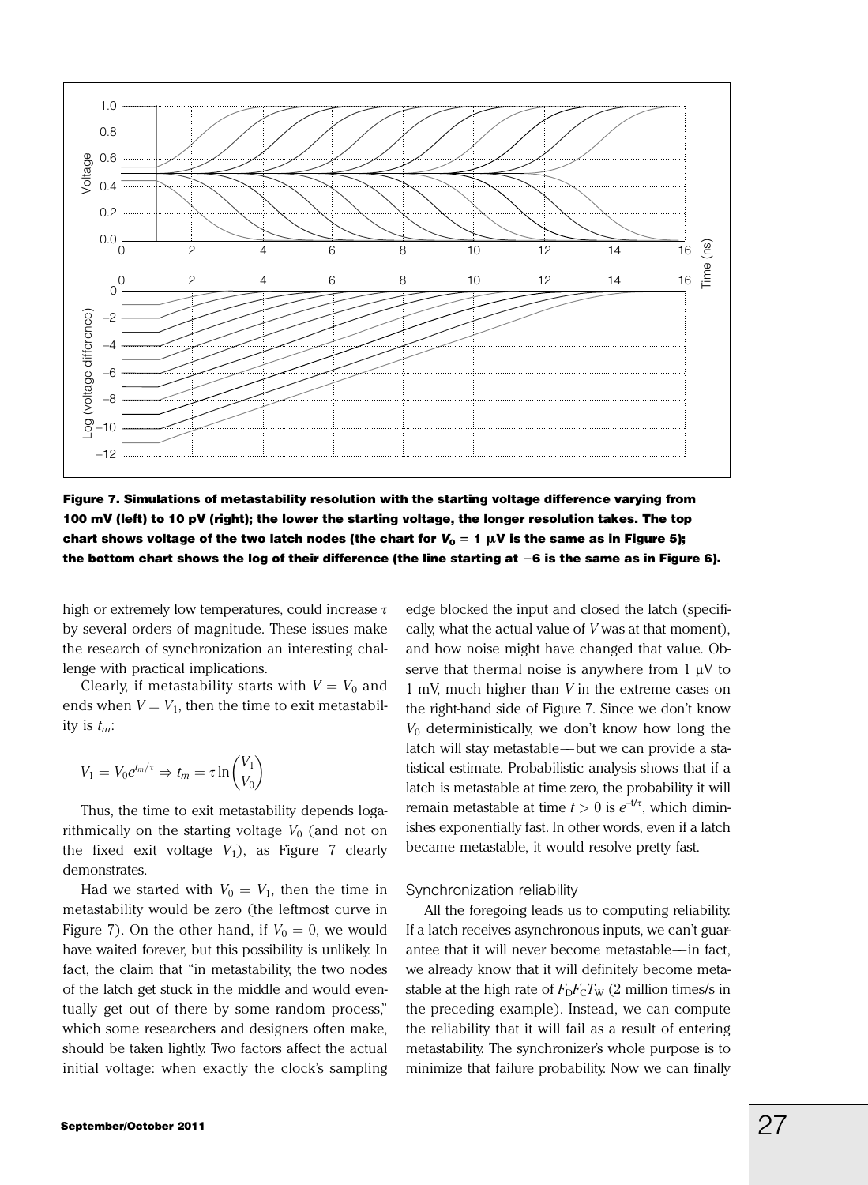**Figure 7. Simulations of metastability resolution with the starting voltage difference varying from 100 mV (left) to 10 pV (right); the lower the starting voltage, the longer resolution takes. The top chart shows voltage of the two latch nodes (the chart for $V_0 = 1\ \mu V$ is the same as in Figure 5); the bottom chart shows the log of their difference (the line starting at −6 is the same as in Figure 6).**

high or extremely low temperatures, could increase $\tau$ by several orders of magnitude. These issues make the research of synchronization an interesting challenge with practical implications.

Clearly, if metastability starts with $V = V_0$ and ends when $V = V_1$, then the time to exit metastability is $t_m$:

$$V_1 = V_0 e^{t_m/\tau} \Rightarrow t_m = \tau \ln\left(\frac{V_1}{V_0}\right)$$

Thus, the time to exit metastability depends logarithmically on the starting voltage $V_0$ (and not on the fixed exit voltage $V_1$), as Figure 7 clearly demonstrates.

Had we started with $V_0 = V_1$, then the time in metastability would be zero (the leftmost curve in Figure 7). On the other hand, if $V_0 = 0$, we would have waited forever, but this possibility is unlikely. In fact, the claim that "in metastability, the two nodes of the latch get stuck in the middle and would eventually get out of there by some random process," which some researchers and designers often make, should be taken lightly. Two factors affect the actual initial voltage: when exactly the clock's sampling edge blocked the input and closed the latch (specifically, what the actual value of $V$ was at that moment), and how noise might have changed that value. Observe that thermal noise is anywhere from 1 μV to 1 mV, much higher than $V$ in the extreme cases on the right-hand side of Figure 7. Since we don't know $V_0$ deterministically, we don't know how long the latch will stay metastable—but we can provide a statistical estimate. Probabilistic analysis shows that if a latch is metastable at time zero, the probability it will remain metastable at time $t > 0$ is $e^{-t/\tau}$, which diminishes exponentially fast. In other words, even if a latch became metastable, it would resolve pretty fast.

### Synchronization reliability

All the foregoing leads us to computing reliability. If a latch receives asynchronous inputs, we can't guarantee that it will never become metastable—in fact, we already know that it will definitely become metastable at the high rate of $F_D F_C T_W$ (2 million times/s in the preceding example). Instead, we can compute the reliability that it will fail as a result of entering metastability. The synchronizer's whole purpose is to minimize that failure probability. Now we can finally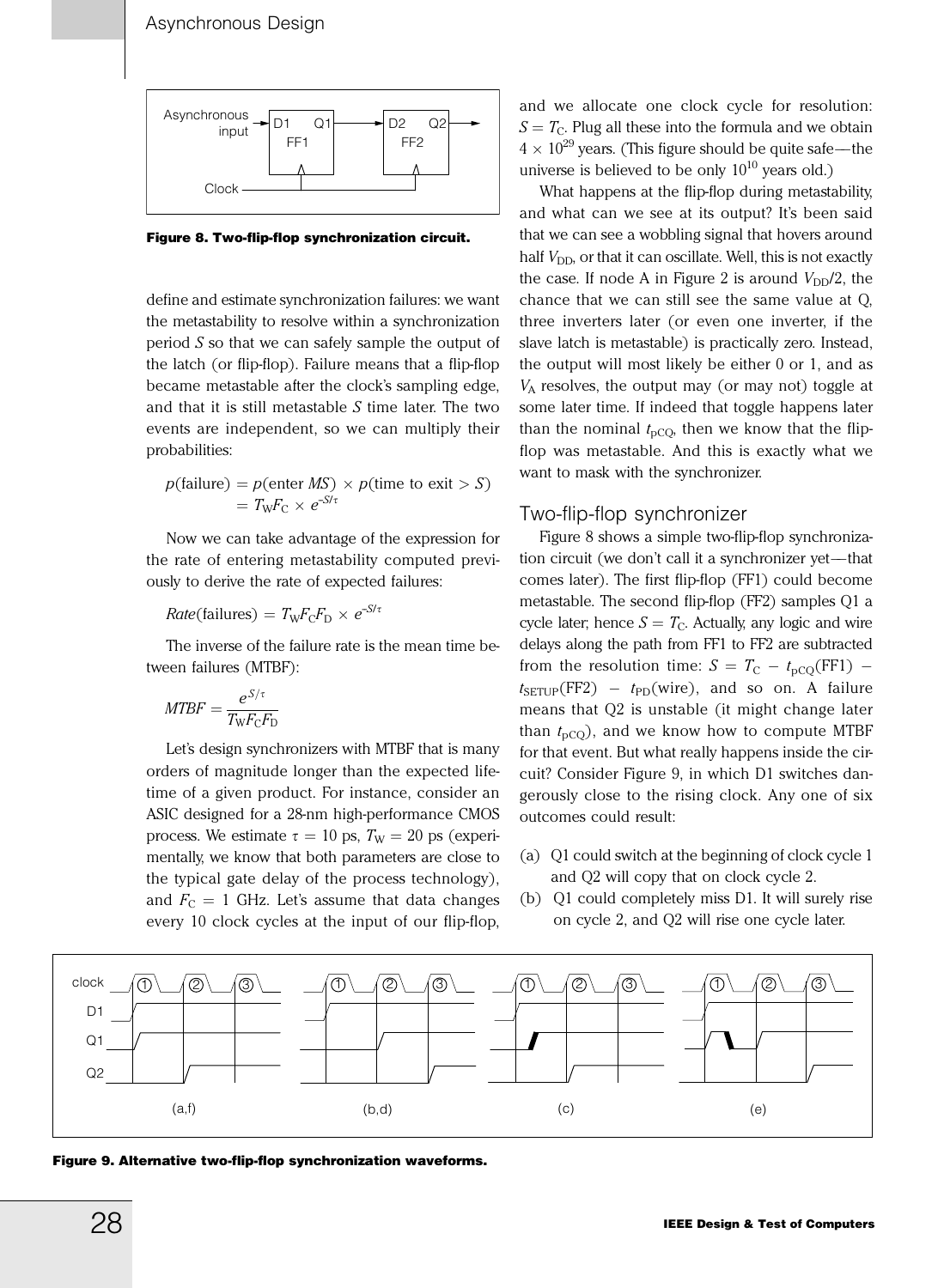Figure 8. Two-flip-flop synchronization circuit.

define and estimate synchronization failures: we want the metastability to resolve within a synchronization period $S$ so that we can safely sample the output of the latch (or flip-flop). Failure means that a flip-flop became metastable after the clock's sampling edge, and that it is still metastable $S$ time later. The two events are independent, so we can multiply their probabilities:

$$p(\text{failure}) = p(\text{enter } MS) \times p(\text{time to exit} > S) = T_W F_C \times e^{-S/\tau}$$

Now we can take advantage of the expression for the rate of entering metastability computed previously to derive the rate of expected failures:

$$Rate(\text{failures}) = T_W F_C F_D \times e^{-S/\tau}$$

The inverse of the failure rate is the mean time between failures (MTBF):

$$MTBF = \frac{e^{S/\tau}}{T_W F_C F_D}$$

Let's design synchronizers with MTBF that is many orders of magnitude longer than the expected lifetime of a given product. For instance, consider an ASIC designed for a 28-nm high-performance CMOS process. We estimate $\tau = 10$ ps, $T_W = 20$ ps (experimentally, we know that both parameters are close to the typical gate delay of the process technology), and $F_C = 1$ GHz. Let's assume that data changes every 10 clock cycles at the input of our flip-flop, and we allocate one clock cycle for resolution: $S = T_C$. Plug all these into the formula and we obtain $4 \times 10^{29}$ years. (This figure should be quite safe—the universe is believed to be only $10^{10}$ years old.)

What happens at the flip-flop during metastability, and what can we see at its output? It's been said that we can see a wobbling signal that hovers around half $V_{DD}$, or that it can oscillate. Well, this is not exactly the case. If node A in Figure 2 is around $V_{DD}/2$, the chance that we can still see the same value at Q, three inverters later (or even one inverter, if the slave latch is metastable) is practically zero. Instead, the output will most likely be either 0 or 1, and as $V_A$ resolves, the output may (or may not) toggle at some later time. If indeed that toggle happens later than the nominal $t_{pCQ}$, then we know that the flip-flop was metastable. And this is exactly what we want to mask with the synchronizer.

## Two-flip-flop synchronizer

Figure 8 shows a simple two-flip-flop synchronization circuit (we don't call it a synchronizer yet—that comes later). The first flip-flop (FF1) could become metastable. The second flip-flop (FF2) samples Q1 a cycle later; hence $S = T_C$. Actually, any logic and wire delays along the path from FF1 to FF2 are subtracted from the resolution time: $S = T_C - t_{pCQ}(\text{FF1}) - t_{SETUP}(\text{FF2}) - t_{PD}(\text{wire})$, and so on. A failure means that Q2 is unstable (it might change later than $t_{pCQ}$), and we know how to compute MTBF for that event. But what really happens inside the circuit? Consider Figure 9, in which D1 switches dangerously close to the rising clock. Any one of six outcomes could result:

(a) Q1 could switch at the beginning of clock cycle 1 and Q2 will copy that on clock cycle 2.

(b) Q1 could completely miss D1. It will surely rise on cycle 2, and Q2 will rise one cycle later.

Figure 9. Alternative two-flip-flop synchronization waveforms.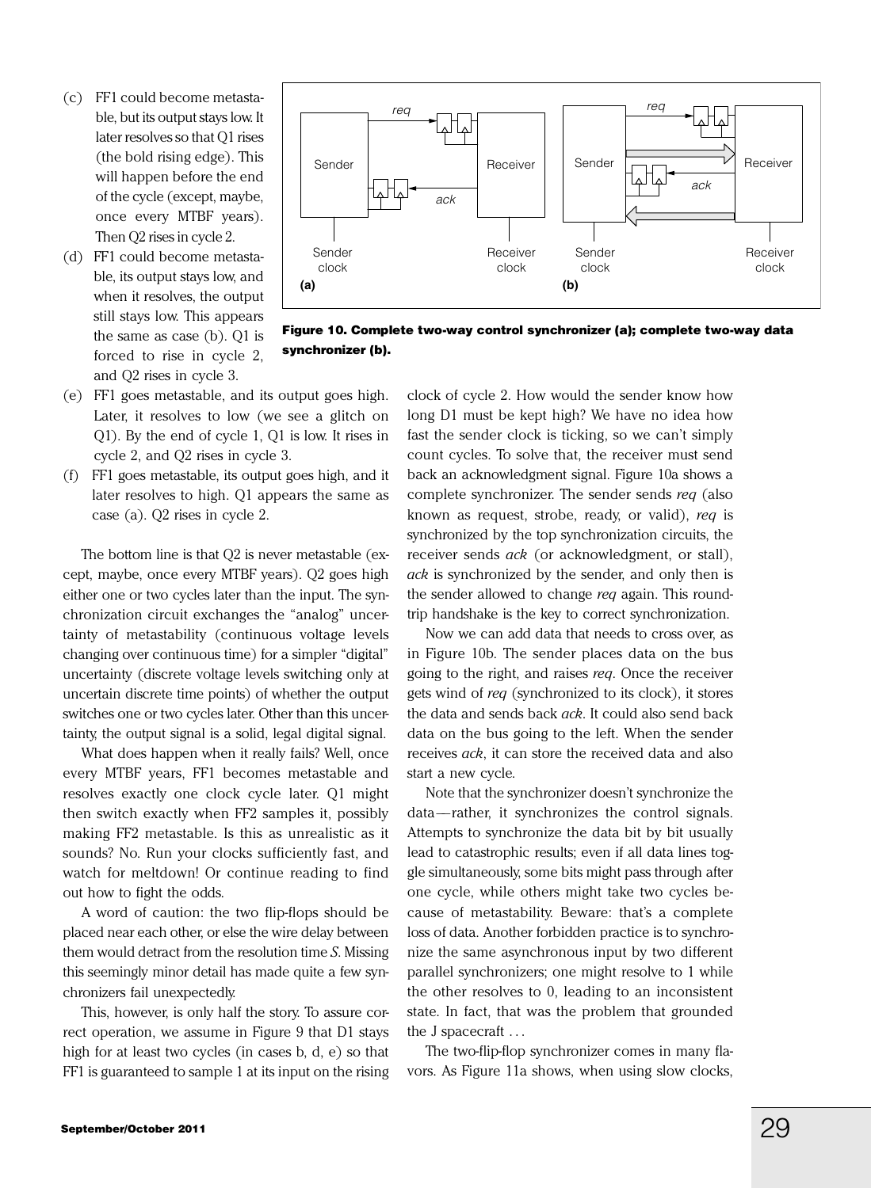(c) FF1 could become metastable, but its output stays low. It later resolves so that Q1 rises (the bold rising edge). This will happen before the end of the cycle (except, maybe, once every MTBF years). Then Q2 rises in cycle 2.

(d) FF1 could become metastable, its output stays low, and when it resolves, the output still stays low. This appears the same as case (b). Q1 is forced to rise in cycle 2, and Q2 rises in cycle 3.

(e) FF1 goes metastable, and its output goes high. Later, it resolves to low (we see a glitch on Q1). By the end of cycle 1, Q1 is low. It rises in cycle 2, and Q2 rises in cycle 3.

(f) FF1 goes metastable, its output goes high, and it later resolves to high. Q1 appears the same as case (a). Q2 rises in cycle 2.

**Figure 10. Complete two-way control synchronizer (a); complete two-way data synchronizer (b).**

The bottom line is that Q2 is never metastable (except, maybe, once every MTBF years). Q2 goes high either one or two cycles later than the input. The synchronization circuit exchanges the "analog" uncertainty of metastability (continuous voltage levels changing over continuous time) for a simpler "digital" uncertainty (discrete voltage levels switching only at uncertain discrete time points) of whether the output switches one or two cycles later. Other than this uncertainty, the output signal is a solid, legal digital signal.

What does happen when it really fails? Well, once every MTBF years, FF1 becomes metastable and resolves exactly one clock cycle later. Q1 might then switch exactly when FF2 samples it, possibly making FF2 metastable. Is this as unrealistic as it sounds? No. Run your clocks sufficiently fast, and watch for meltdown! Or continue reading to find out how to fight the odds.

A word of caution: the two flip-flops should be placed near each other, or else the wire delay between them would detract from the resolution time *S*. Missing this seemingly minor detail has made quite a few synchronizers fail unexpectedly.

This, however, is only half the story. To assure correct operation, we assume in Figure 9 that D1 stays high for at least two cycles (in cases b, d, e) so that FF1 is guaranteed to sample 1 at its input on the rising clock of cycle 2. How would the sender know how long D1 must be kept high? We have no idea how fast the sender clock is ticking, so we can't simply count cycles. To solve that, the receiver must send back an acknowledgment signal. Figure 10a shows a complete synchronizer. The sender sends *req* (also known as request, strobe, ready, or valid), *req* is synchronized by the top synchronization circuits, the receiver sends *ack* (or acknowledgment, or stall), *ack* is synchronized by the sender, and only then is the sender allowed to change *req* again. This round-trip handshake is the key to correct synchronization.

Now we can add data that needs to cross over, as in Figure 10b. The sender places data on the bus going to the right, and raises *req*. Once the receiver gets wind of *req* (synchronized to its clock), it stores the data and sends back *ack*. It could also send back data on the bus going to the left. When the sender receives *ack*, it can store the received data and also start a new cycle.

Note that the synchronizer doesn't synchronize the data—rather, it synchronizes the control signals. Attempts to synchronize the data bit by bit usually lead to catastrophic results; even if all data lines toggle simultaneously, some bits might pass through after one cycle, while others might take two cycles because of metastability. Beware: that's a complete loss of data. Another forbidden practice is to synchronize the same asynchronous input by two different parallel synchronizers; one might resolve to 1 while the other resolves to 0, leading to an inconsistent state. In fact, that was the problem that grounded the J spacecraft ...

The two-flip-flop synchronizer comes in many flavors. As Figure 11a shows, when using slow clocks,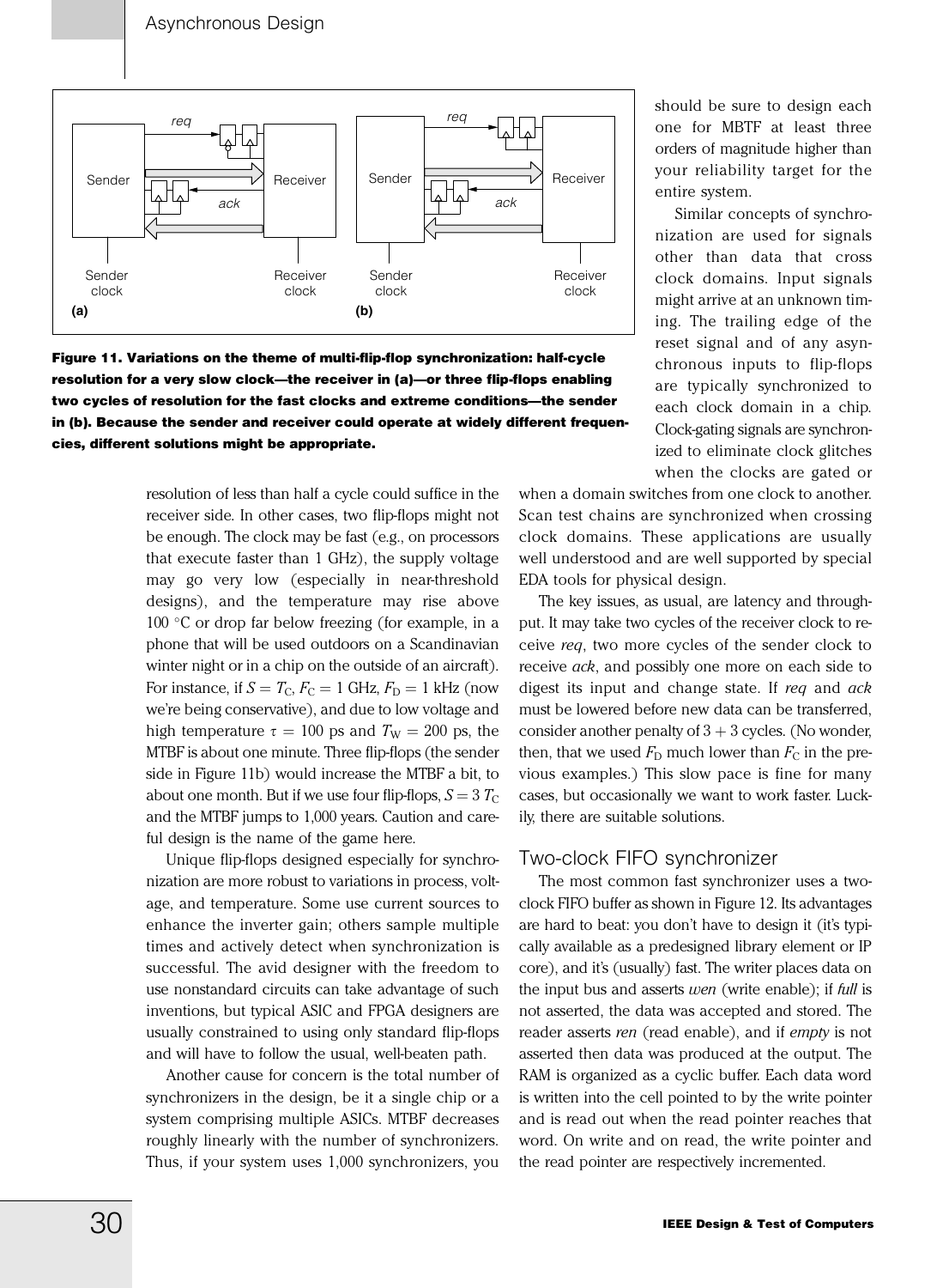Figure 11. Variations on the theme of multi-flip-flop synchronization: half-cycle resolution for a very slow clock—the receiver in (a)—or three flip-flops enabling two cycles of resolution for the fast clocks and extreme conditions—the sender in (b). Because the sender and receiver could operate at widely different frequencies, different solutions might be appropriate.

resolution of less than half a cycle could suffice in the receiver side. In other cases, two flip-flops might not be enough. The clock may be fast (e.g., on processors that execute faster than 1 GHz), the supply voltage may go very low (especially in near-threshold designs), and the temperature may rise above 100 °C or drop far below freezing (for example, in a phone that will be used outdoors on a Scandinavian winter night or in a chip on the outside of an aircraft). For instance, if $S = T_C$, $F_C = 1$ GHz, $F_D = 1$ kHz (now we're being conservative), and due to low voltage and high temperature $\tau = 100$ ps and $T_W = 200$ ps, the MTBF is about one minute. Three flip-flops (the sender side in Figure 11b) would increase the MTBF a bit, to about one month. But if we use four flip-flops, $S = 3\,T_C$ and the MTBF jumps to 1,000 years. Caution and careful design is the name of the game here.

Unique flip-flops designed especially for synchronization are more robust to variations in process, voltage, and temperature. Some use current sources to enhance the inverter gain; others sample multiple times and actively detect when synchronization is successful. The avid designer with the freedom to use nonstandard circuits can take advantage of such inventions, but typical ASIC and FPGA designers are usually constrained to using only standard flip-flops and will have to follow the usual, well-beaten path.

Another cause for concern is the total number of synchronizers in the design, be it a single chip or a system comprising multiple ASICs. MTBF decreases roughly linearly with the number of synchronizers. Thus, if your system uses 1,000 synchronizers, you should be sure to design each one for MBTF at least three orders of magnitude higher than your reliability target for the entire system.

Similar concepts of synchronization are used for signals other than data that cross clock domains. Input signals might arrive at an unknown timing. The trailing edge of the reset signal and of any asynchronous inputs to flip-flops are typically synchronized to each clock domain in a chip. Clock-gating signals are synchronized to eliminate clock glitches when the clocks are gated or when a domain switches from one clock to another. Scan test chains are synchronized when crossing clock domains. These applications are usually well understood and are well supported by special EDA tools for physical design.

The key issues, as usual, are latency and throughput. It may take two cycles of the receiver clock to receive *req*, two more cycles of the sender clock to receive *ack*, and possibly one more on each side to digest its input and change state. If *req* and *ack* must be lowered before new data can be transferred, consider another penalty of 3 + 3 cycles. (No wonder, then, that we used $F_D$ much lower than $F_C$ in the previous examples.) This slow pace is fine for many cases, but occasionally we want to work faster. Luckily, there are suitable solutions.

## Two-clock FIFO synchronizer

The most common fast synchronizer uses a two-clock FIFO buffer as shown in Figure 12. Its advantages are hard to beat: you don't have to design it (it's typically available as a predesigned library element or IP core), and it's (usually) fast. The writer places data on the input bus and asserts *wen* (write enable); if *full* is not asserted, the data was accepted and stored. The reader asserts *ren* (read enable), and if *empty* is not asserted then data was produced at the output. The RAM is organized as a cyclic buffer. Each data word is written into the cell pointed to by the write pointer and is read out when the read pointer reaches that word. On write and on read, the write pointer and the read pointer are respectively incremented.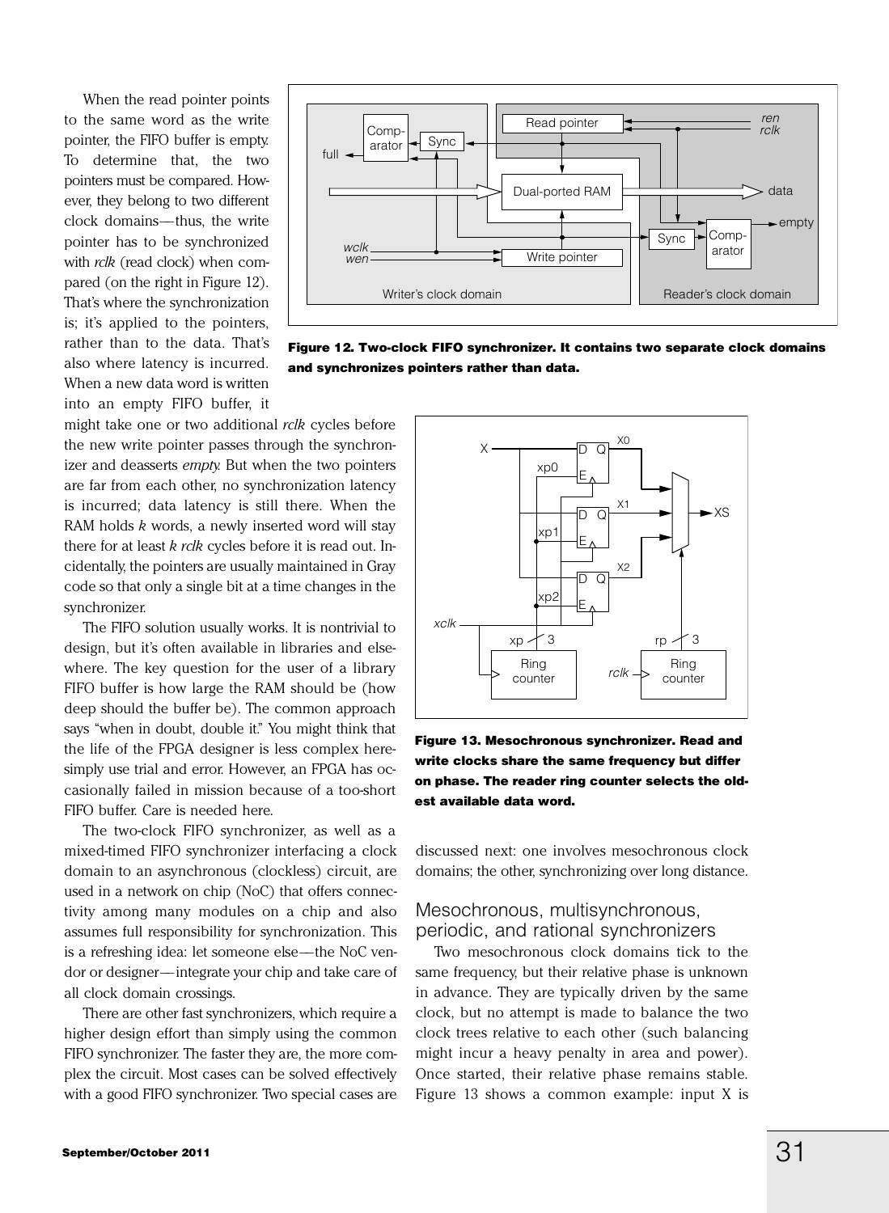When the read pointer points to the same word as the write pointer, the FIFO buffer is empty. To determine that, the two pointers must be compared. However, they belong to two different clock domains—thus, the write pointer has to be synchronized with *rclk* (read clock) when compared (on the right in Figure 12). That's where the synchronization is; it's applied to the pointers, rather than to the data. That's also where latency is incurred. When a new data word is written into an empty FIFO buffer, it might take one or two additional *rclk* cycles before the new write pointer passes through the synchronizer and deasserts *empty.* But when the two pointers are far from each other, no synchronization latency is incurred; data latency is still there. When the RAM holds *k* words, a newly inserted word will stay there for at least *k rclk* cycles before it is read out. Incidentally, the pointers are usually maintained in Gray code so that only a single bit at a time changes in the synchronizer.

**Figure 12. Two-clock FIFO synchronizer. It contains two separate clock domains and synchronizes pointers rather than data.**

The FIFO solution usually works. It is nontrivial to design, but it's often available in libraries and elsewhere. The key question for the user of a library FIFO buffer is how large the RAM should be (how deep should the buffer be). The common approach says "when in doubt, double it." You might think that the life of the FPGA designer is less complex here-simply use trial and error. However, an FPGA has occasionally failed in mission because of a too-short FIFO buffer. Care is needed here.

The two-clock FIFO synchronizer, as well as a mixed-timed FIFO synchronizer interfacing a clock domain to an asynchronous (clockless) circuit, are used in a network on chip (NoC) that offers connectivity among many modules on a chip and also assumes full responsibility for synchronization. This is a refreshing idea: let someone else—the NoC vendor or designer—integrate your chip and take care of all clock domain crossings.

There are other fast synchronizers, which require a higher design effort than simply using the common FIFO synchronizer. The faster they are, the more complex the circuit. Most cases can be solved effectively with a good FIFO synchronizer. Two special cases are discussed next: one involves mesochronous clock domains; the other, synchronizing over long distance.

**Figure 13. Mesochronous synchronizer. Read and write clocks share the same frequency but differ on phase. The reader ring counter selects the oldest available data word.**

## Mesochronous, multisynchronous, periodic, and rational synchronizers

Two mesochronous clock domains tick to the same frequency, but their relative phase is unknown in advance. They are typically driven by the same clock, but no attempt is made to balance the two clock trees relative to each other (such balancing might incur a heavy penalty in area and power). Once started, their relative phase remains stable. Figure 13 shows a common example: input X is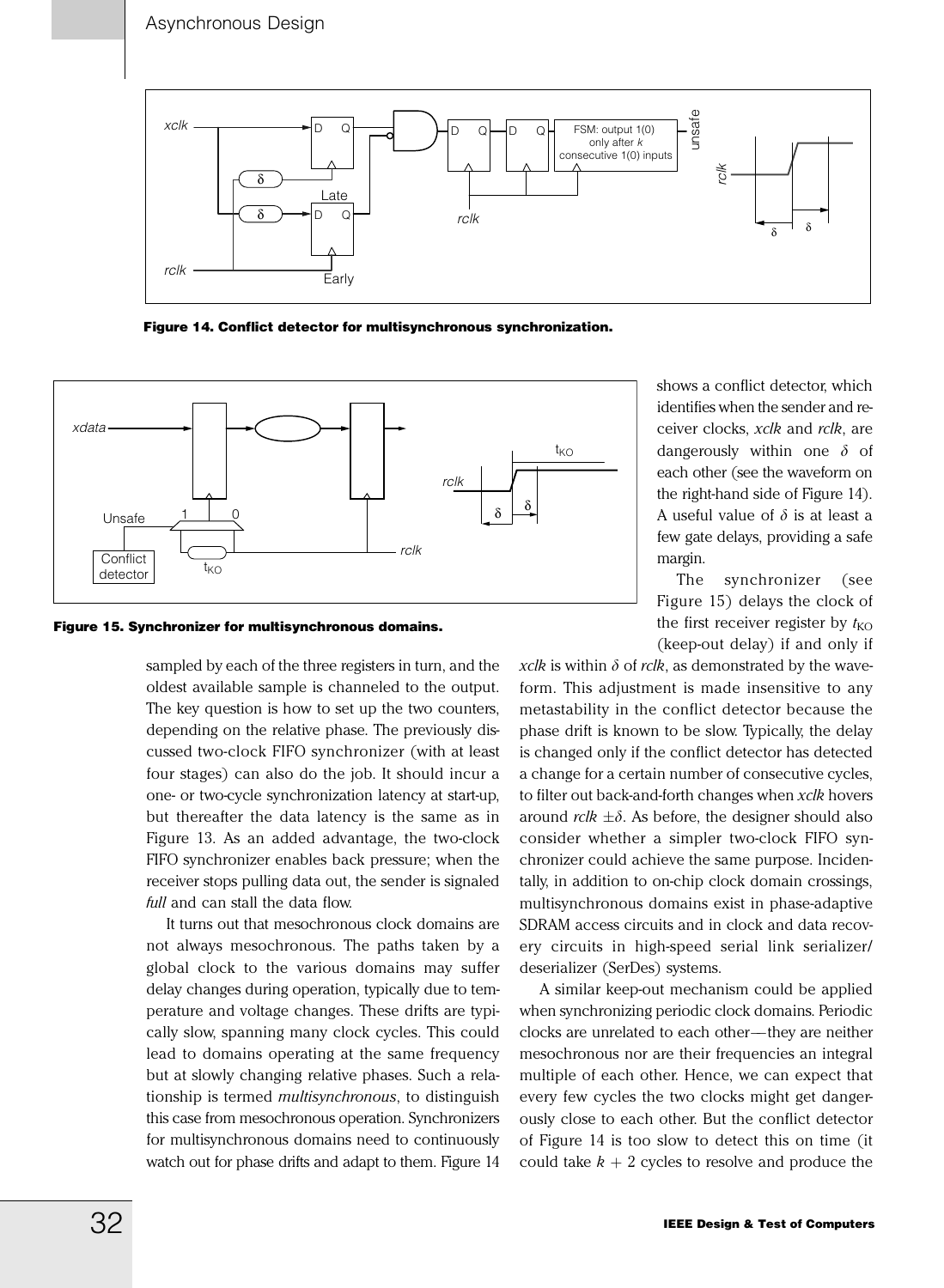**Figure 14. Conflict detector for multisynchronous synchronization.**

**Figure 15. Synchronizer for multisynchronous domains.**

sampled by each of the three registers in turn, and the oldest available sample is channeled to the output. The key question is how to set up the two counters, depending on the relative phase. The previously discussed two-clock FIFO synchronizer (with at least four stages) can also do the job. It should incur a one- or two-cycle synchronization latency at start-up, but thereafter the data latency is the same as in Figure 13. As an added advantage, the two-clock FIFO synchronizer enables back pressure; when the receiver stops pulling data out, the sender is signaled *full* and can stall the data flow.

It turns out that mesochronous clock domains are not always mesochronous. The paths taken by a global clock to the various domains may suffer delay changes during operation, typically due to temperature and voltage changes. These drifts are typically slow, spanning many clock cycles. This could lead to domains operating at the same frequency but at slowly changing relative phases. Such a relationship is termed *multisynchronous*, to distinguish this case from mesochronous operation. Synchronizers for multisynchronous domains need to continuously watch out for phase drifts and adapt to them. Figure 14 shows a conflict detector, which identifies when the sender and receiver clocks, *xclk* and *rclk*, are dangerously within one $\delta$ of each other (see the waveform on the right-hand side of Figure 14). A useful value of $\delta$ is at least a few gate delays, providing a safe margin.

The synchronizer (see Figure 15) delays the clock of the first receiver register by $t_{KO}$ (keep-out delay) if and only if *xclk* is within $\delta$ of *rclk*, as demonstrated by the waveform. This adjustment is made insensitive to any metastability in the conflict detector because the phase drift is known to be slow. Typically, the delay is changed only if the conflict detector has detected a change for a certain number of consecutive cycles, to filter out back-and-forth changes when *xclk* hovers around *rclk* $\pm\delta$. As before, the designer should also consider whether a simpler two-clock FIFO synchronizer could achieve the same purpose. Incidentally, in addition to on-chip clock domain crossings, multisynchronous domains exist in phase-adaptive SDRAM access circuits and in clock and data recovery circuits in high-speed serial link serializer/deserializer (SerDes) systems.

A similar keep-out mechanism could be applied when synchronizing periodic clock domains. Periodic clocks are unrelated to each other—they are neither mesochronous nor are their frequencies an integral multiple of each other. Hence, we can expect that every few cycles the two clocks might get dangerously close to each other. But the conflict detector of Figure 14 is too slow to detect this on time (it could take $k + 2$ cycles to resolve and produce the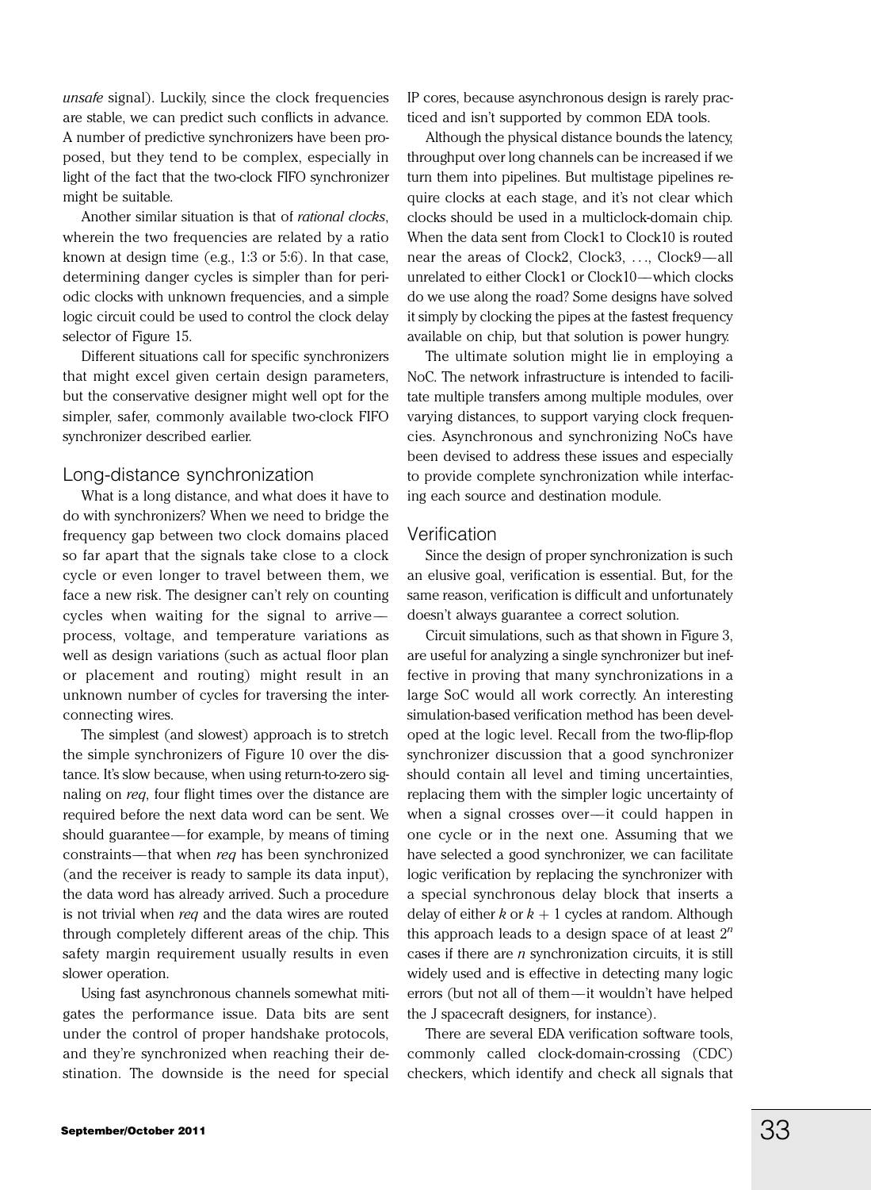*unsafe* signal). Luckily, since the clock frequencies are stable, we can predict such conflicts in advance. A number of predictive synchronizers have been proposed, but they tend to be complex, especially in light of the fact that the two-clock FIFO synchronizer might be suitable.

Another similar situation is that of *rational clocks*, wherein the two frequencies are related by a ratio known at design time (e.g., 1:3 or 5:6). In that case, determining danger cycles is simpler than for periodic clocks with unknown frequencies, and a simple logic circuit could be used to control the clock delay selector of Figure 15.

Different situations call for specific synchronizers that might excel given certain design parameters, but the conservative designer might well opt for the simpler, safer, commonly available two-clock FIFO synchronizer described earlier.

## Long-distance synchronization

What is a long distance, and what does it have to do with synchronizers? When we need to bridge the frequency gap between two clock domains placed so far apart that the signals take close to a clock cycle or even longer to travel between them, we face a new risk. The designer can't rely on counting cycles when waiting for the signal to arrive—process, voltage, and temperature variations as well as design variations (such as actual floor plan or placement and routing) might result in an unknown number of cycles for traversing the interconnecting wires.

The simplest (and slowest) approach is to stretch the simple synchronizers of Figure 10 over the distance. It's slow because, when using return-to-zero signaling on *req*, four flight times over the distance are required before the next data word can be sent. We should guarantee—for example, by means of timing constraints—that when *req* has been synchronized (and the receiver is ready to sample its data input), the data word has already arrived. Such a procedure is not trivial when *req* and the data wires are routed through completely different areas of the chip. This safety margin requirement usually results in even slower operation.

Using fast asynchronous channels somewhat mitigates the performance issue. Data bits are sent under the control of proper handshake protocols, and they're synchronized when reaching their destination. The downside is the need for special IP cores, because asynchronous design is rarely practiced and isn't supported by common EDA tools.

Although the physical distance bounds the latency, throughput over long channels can be increased if we turn them into pipelines. But multistage pipelines require clocks at each stage, and it's not clear which clocks should be used in a multiclock-domain chip. When the data sent from Clock1 to Clock10 is routed near the areas of Clock2, Clock3, …, Clock9—all unrelated to either Clock1 or Clock10—which clocks do we use along the road? Some designs have solved it simply by clocking the pipes at the fastest frequency available on chip, but that solution is power hungry.

The ultimate solution might lie in employing a NoC. The network infrastructure is intended to facilitate multiple transfers among multiple modules, over varying distances, to support varying clock frequencies. Asynchronous and synchronizing NoCs have been devised to address these issues and especially to provide complete synchronization while interfacing each source and destination module.

## Verification

Since the design of proper synchronization is such an elusive goal, verification is essential. But, for the same reason, verification is difficult and unfortunately doesn't always guarantee a correct solution.

Circuit simulations, such as that shown in Figure 3, are useful for analyzing a single synchronizer but ineffective in proving that many synchronizations in a large SoC would all work correctly. An interesting simulation-based verification method has been developed at the logic level. Recall from the two-flip-flop synchronizer discussion that a good synchronizer should contain all level and timing uncertainties, replacing them with the simpler logic uncertainty of when a signal crosses over—it could happen in one cycle or in the next one. Assuming that we have selected a good synchronizer, we can facilitate logic verification by replacing the synchronizer with a special synchronous delay block that inserts a delay of either $k$ or $k + 1$ cycles at random. Although this approach leads to a design space of at least $2^n$ cases if there are $n$ synchronization circuits, it is still widely used and is effective in detecting many logic errors (but not all of them—it wouldn't have helped the J spacecraft designers, for instance).

There are several EDA verification software tools, commonly called clock-domain-crossing (CDC) checkers, which identify and check all signals that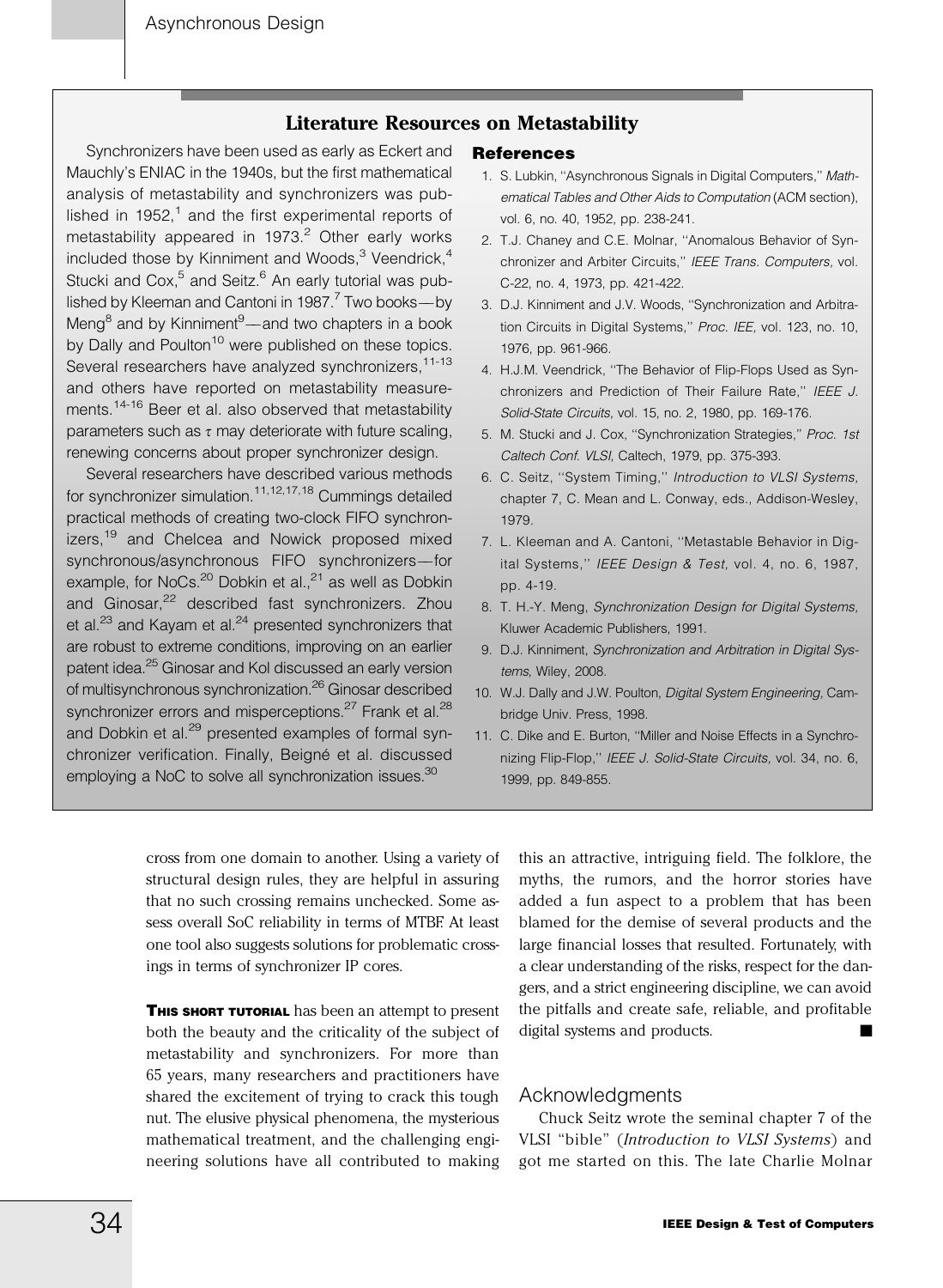## Literature Resources on Metastability

Synchronizers have been used as early as Eckert and Mauchly's ENIAC in the 1940s, but the first mathematical analysis of metastability and synchronizers was published in 1952,[1] and the first experimental reports of metastability appeared in 1973.[2] Other early works included those by Kinniment and Woods,[3] Veendrick,[4] Stucki and Cox,[5] and Seitz.[6] An early tutorial was published by Kleeman and Cantoni in 1987.[7] Two books—by Meng[8] and by Kinniment[9]—and two chapters in a book by Dally and Poulton[10] were published on these topics. Several researchers have analyzed synchronizers,[11-13] and others have reported on metastability measurements.[14-16] Beer et al. also observed that metastability parameters such as $\tau$ may deteriorate with future scaling, renewing concerns about proper synchronizer design.

Several researchers have described various methods for synchronizer simulation.[11,12,17,18] Cummings detailed practical methods of creating two-clock FIFO synchronizers,[19] and Chelcea and Nowick proposed mixed synchronous/asynchronous FIFO synchronizers—for example, for NoCs.[20] Dobkin et al.,[21] as well as Dobkin and Ginosar,[22] described fast synchronizers. Zhou et al.[23] and Kayam et al.[24] presented synchronizers that are robust to extreme conditions, improving on an earlier patent idea.[25] Ginosar and Kol discussed an early version of multisynchronous synchronization.[26] Ginosar described synchronizer errors and misperceptions.[27] Frank et al.[28] and Dobkin et al.[29] presented examples of formal synchronizer verification. Finally, Beigné et al. discussed employing a NoC to solve all synchronization issues.[30]

### References

1. S. Lubkin, "Asynchronous Signals in Digital Computers," *Mathematical Tables and Other Aids to Computation* (ACM section), vol. 6, no. 40, 1952, pp. 238-241.
2. T.J. Chaney and C.E. Molnar, "Anomalous Behavior of Synchronizer and Arbiter Circuits," *IEEE Trans. Computers,* vol. C-22, no. 4, 1973, pp. 421-422.
3. D.J. Kinniment and J.V. Woods, "Synchronization and Arbitration Circuits in Digital Systems," *Proc. IEE,* vol. 123, no. 10, 1976, pp. 961-966.
4. H.J.M. Veendrick, "The Behavior of Flip-Flops Used as Synchronizers and Prediction of Their Failure Rate," *IEEE J. Solid-State Circuits,* vol. 15, no. 2, 1980, pp. 169-176.
5. M. Stucki and J. Cox, "Synchronization Strategies," *Proc. 1st Caltech Conf. VLSI,* Caltech, 1979, pp. 375-393.
6. C. Seitz, "System Timing," *Introduction to VLSI Systems,* chapter 7, C. Mean and L. Conway, eds., Addison-Wesley, 1979.
7. L. Kleeman and A. Cantoni, "Metastable Behavior in Digital Systems," *IEEE Design & Test,* vol. 4, no. 6, 1987, pp. 4-19.
8. T. H.-Y. Meng, *Synchronization Design for Digital Systems,* Kluwer Academic Publishers, 1991.
9. D.J. Kinniment, *Synchronization and Arbitration in Digital Systems,* Wiley, 2008.
10. W.J. Dally and J.W. Poulton, *Digital System Engineering,* Cambridge Univ. Press, 1998.
11. C. Dike and E. Burton, "Miller and Noise Effects in a Synchronizing Flip-Flop," *IEEE J. Solid-State Circuits,* vol. 34, no. 6, 1999, pp. 849-855.

cross from one domain to another. Using a variety of structural design rules, they are helpful in assuring that no such crossing remains unchecked. Some assess overall SoC reliability in terms of MTBF. At least one tool also suggests solutions for problematic crossings in terms of synchronizer IP cores.

**THIS SHORT TUTORIAL** has been an attempt to present both the beauty and the criticality of the subject of metastability and synchronizers. For more than 65 years, many researchers and practitioners have shared the excitement of trying to crack this tough nut. The elusive physical phenomena, the mysterious mathematical treatment, and the challenging engineering solutions have all contributed to making this an attractive, intriguing field. The folklore, the myths, the rumors, and the horror stories have added a fun aspect to a problem that has been blamed for the demise of several products and the large financial losses that resulted. Fortunately, with a clear understanding of the risks, respect for the dangers, and a strict engineering discipline, we can avoid the pitfalls and create safe, reliable, and profitable digital systems and products. ■

## Acknowledgments

Chuck Seitz wrote the seminal chapter 7 of the VLSI "bible" (*Introduction to VLSI Systems*) and got me started on this. The late Charlie Molnar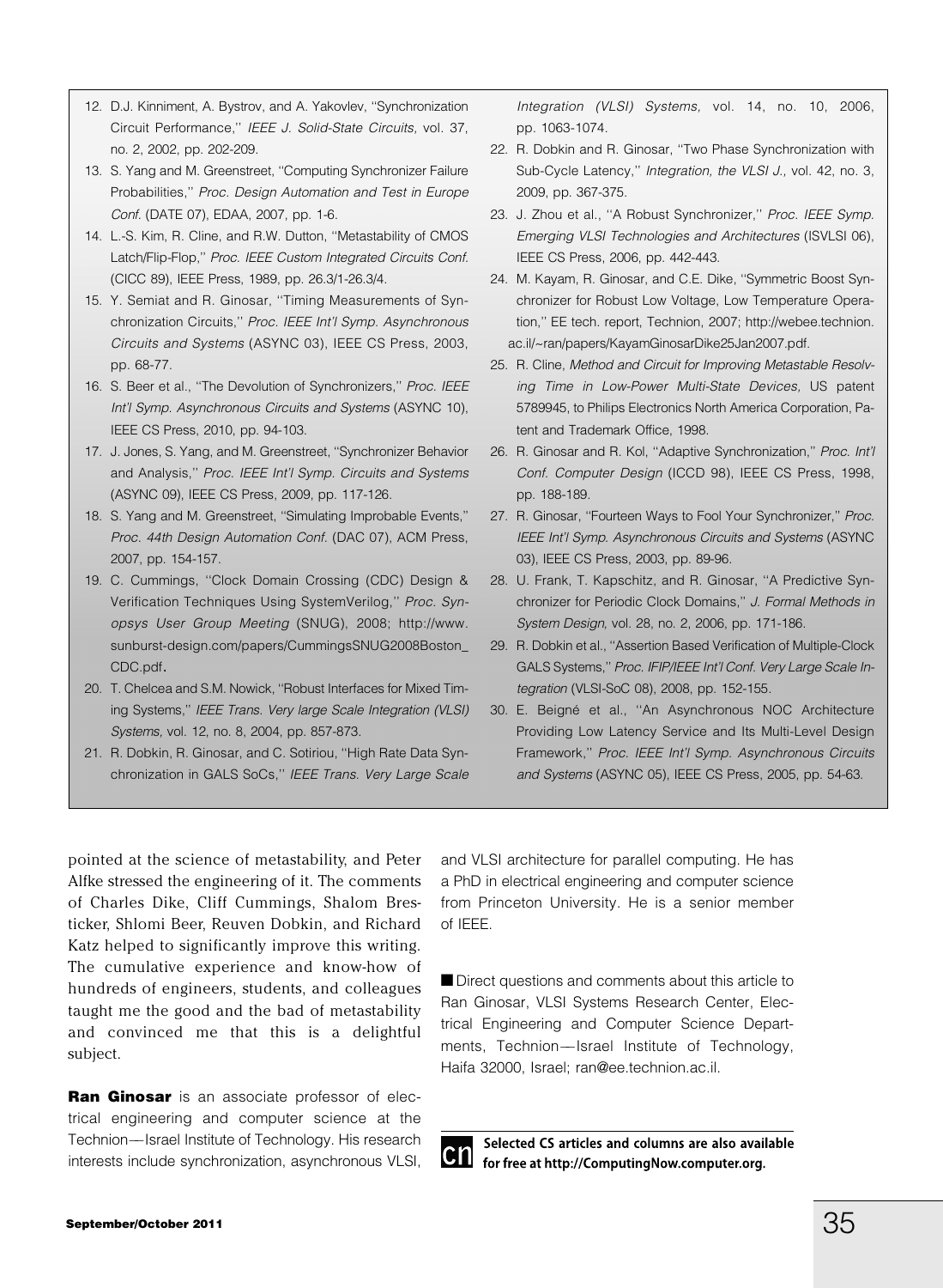12. D.J. Kinniment, A. Bystrov, and A. Yakovlev, ''Synchronization Circuit Performance,'' *IEEE J. Solid-State Circuits,* vol. 37, no. 2, 2002, pp. 202-209.
13. S. Yang and M. Greenstreet, ''Computing Synchronizer Failure Probabilities,'' *Proc. Design Automation and Test in Europe Conf.* (DATE 07), EDAA, 2007, pp. 1-6.
14. L.-S. Kim, R. Cline, and R.W. Dutton, ''Metastability of CMOS Latch/Flip-Flop,'' *Proc. IEEE Custom Integrated Circuits Conf.* (CICC 89), IEEE Press, 1989, pp. 26.3/1-26.3/4.
15. Y. Semiat and R. Ginosar, ''Timing Measurements of Synchronization Circuits,'' *Proc. IEEE Int'l Symp. Asynchronous Circuits and Systems* (ASYNC 03), IEEE CS Press, 2003, pp. 68-77.
16. S. Beer et al., ''The Devolution of Synchronizers,'' *Proc. IEEE Int'l Symp. Asynchronous Circuits and Systems* (ASYNC 10), IEEE CS Press, 2010, pp. 94-103.
17. J. Jones, S. Yang, and M. Greenstreet, ''Synchronizer Behavior and Analysis,'' *Proc. IEEE Int'l Symp. Circuits and Systems* (ASYNC 09), IEEE CS Press, 2009, pp. 117-126.
18. S. Yang and M. Greenstreet, ''Simulating Improbable Events,'' *Proc. 44th Design Automation Conf.* (DAC 07), ACM Press, 2007, pp. 154-157.
19. C. Cummings, ''Clock Domain Crossing (CDC) Design & Verification Techniques Using SystemVerilog,'' *Proc. Synopsys User Group Meeting* (SNUG), 2008; http://www.sunburst-design.com/papers/CummingsSNUG2008Boston_CDC.pdf.
20. T. Chelcea and S.M. Nowick, ''Robust Interfaces for Mixed Timing Systems,'' *IEEE Trans. Very large Scale Integration (VLSI) Systems,* vol. 12, no. 8, 2004, pp. 857-873.
21. R. Dobkin, R. Ginosar, and C. Sotiriou, ''High Rate Data Synchronization in GALS SoCs,'' *IEEE Trans. Very Large Scale Integration (VLSI) Systems,* vol. 14, no. 10, 2006, pp. 1063-1074.
22. R. Dobkin and R. Ginosar, ''Two Phase Synchronization with Sub-Cycle Latency,'' *Integration, the VLSI J.,* vol. 42, no. 3, 2009, pp. 367-375.
23. J. Zhou et al., ''A Robust Synchronizer,'' *Proc. IEEE Symp. Emerging VLSI Technologies and Architectures* (ISVLSI 06), IEEE CS Press, 2006, pp. 442-443.
24. M. Kayam, R. Ginosar, and C.E. Dike, ''Symmetric Boost Synchronizer for Robust Low Voltage, Low Temperature Operation,'' EE tech. report, Technion, 2007; http://webee.technion.ac.il/~ran/papers/KayamGinosarDike25Jan2007.pdf.
25. R. Cline, *Method and Circuit for Improving Metastable Resolving Time in Low-Power Multi-State Devices,* US patent 5789945, to Philips Electronics North America Corporation, Patent and Trademark Office, 1998.
26. R. Ginosar and R. Kol, ''Adaptive Synchronization,'' *Proc. Int'l Conf. Computer Design* (ICCD 98), IEEE CS Press, 1998, pp. 188-189.
27. R. Ginosar, ''Fourteen Ways to Fool Your Synchronizer,'' *Proc. IEEE Int'l Symp. Asynchronous Circuits and Systems* (ASYNC 03), IEEE CS Press, 2003, pp. 89-96.
28. U. Frank, T. Kapschitz, and R. Ginosar, ''A Predictive Synchronizer for Periodic Clock Domains,'' *J. Formal Methods in System Design,* vol. 28, no. 2, 2006, pp. 171-186.
29. R. Dobkin et al., ''Assertion Based Verification of Multiple-Clock GALS Systems,'' *Proc. IFIP/IEEE Int'l Conf. Very Large Scale Integration* (VLSI-SoC 08), 2008, pp. 152-155.
30. E. Beigné et al., ''An Asynchronous NOC Architecture Providing Low Latency Service and Its Multi-Level Design Framework,'' *Proc. IEEE Int'l Symp. Asynchronous Circuits and Systems* (ASYNC 05), IEEE CS Press, 2005, pp. 54-63.

pointed at the science of metastability, and Peter Alfke stressed the engineering of it. The comments of Charles Dike, Cliff Cummings, Shalom Bresticker, Shlomi Beer, Reuven Dobkin, and Richard Katz helped to significantly improve this writing. The cumulative experience and know-how of hundreds of engineers, students, and colleagues taught me the good and the bad of metastability and convinced me that this is a delightful subject.

**Ran Ginosar** is an associate professor of electrical engineering and computer science at the Technion—Israel Institute of Technology. His research interests include synchronization, asynchronous VLSI, and VLSI architecture for parallel computing. He has a PhD in electrical engineering and computer science from Princeton University. He is a senior member of IEEE.

■ Direct questions and comments about this article to Ran Ginosar, VLSI Systems Research Center, Electrical Engineering and Computer Science Departments, Technion—Israel Institute of Technology, Haifa 32000, Israel; ran@ee.technion.ac.il.

**Selected CS articles and columns are also available for free at http://ComputingNow.computer.org.**